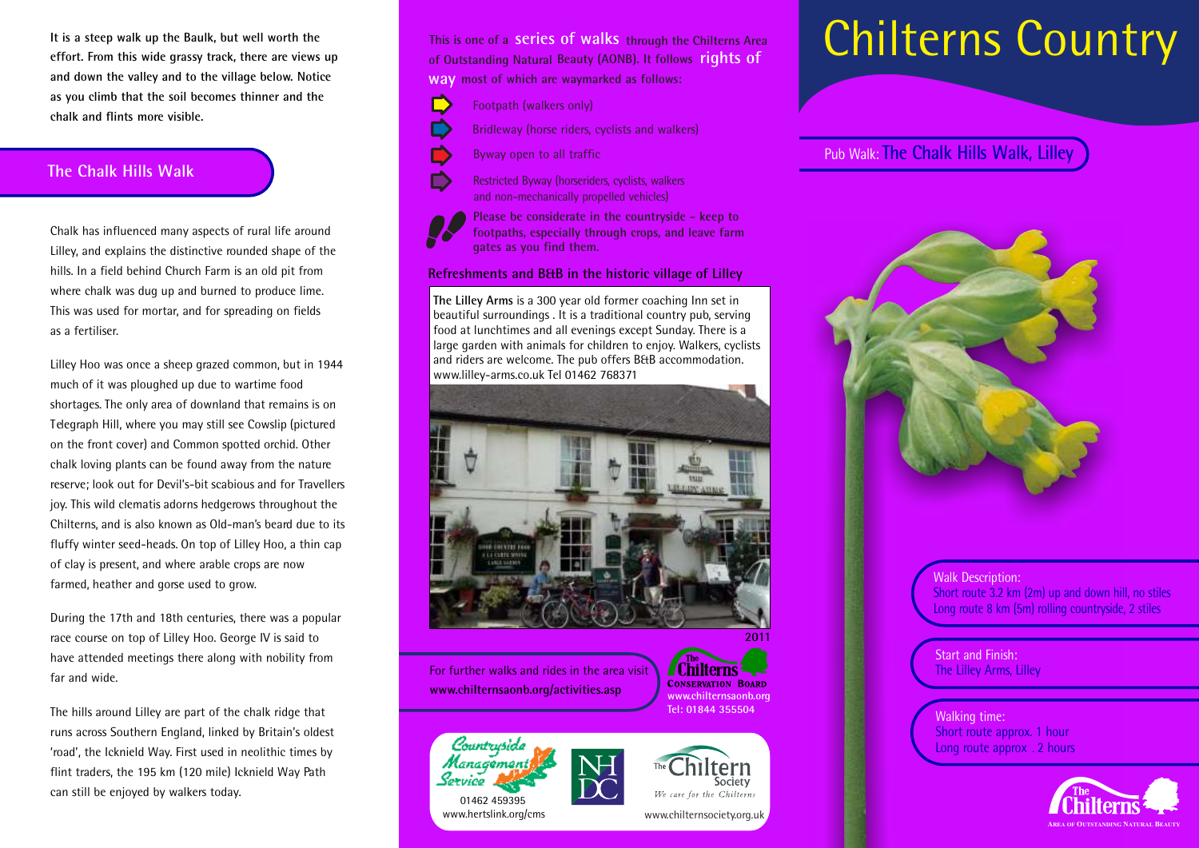It is a steep walk up the Baulk, but well worth the effort. From this wide grassy track, there are views up and down the valley and to the village below. Notice as you climb that the soil becomes thinner and the chalk and flints more visible.

## The Chalk Hills Walk

Chalk has influenced many aspects of rural life around Lilley, and explains the distinctive rounded shape of the hills. In a field behind Church Farm is an old pit from where chalk was dug up and burned to produce lime. This was used for mortar, and for spreading on fields as a fertiliser.

Lilley Hoo was once a sheep grazed common, but in 1944 much of it was ploughed up due to wartime food shortages. The only area of downland that remains is on Telegraph Hill, where you may still see Cowslip (pictured on the front cover) and Common spotted orchid. Other chalk loving plants can be found away from the nature reserve; look out for Devil's-bit scabious and for Travellers joy. This wild clematis adorns hedgerows throughout the Chilterns, and is also known as Old-man's beard due to its fluffy winter seed-heads. On top of Lilley Hoo, a thin cap of clay is present, and where arable crops are now farmed, heather and gorse used to grow.

During the 17th and 18th centuries, there was a popular race course on top of Lilley Hoo. George IV is said to have attended meetings there along with nobility from far and wide.

The hills around Lilley are part of the chalk ridge that runs across Southern England, linked by Britain's oldest 'road', the Icknield Way. First used in neolithic times by flint traders, the 195 km (120 mile) Icknield Way Path can still be enjoyed by walkers today.

This is one of a **series of walks** through the Chilterns Area of Outstanding Natural Beauty (AONB). It follows **rights of way** most of which are waymarked as follows:

- Footpath (walkers only)
- Bridleway (horse riders, cyclists and walkers)
- Byway open to all traffic
- Restricted Byway (horseriders, cyclists, walkers and non-mechanically propelled vehicles)

**Please be considerate in the countryside - keep to footpaths, especially through crops, and leave farm gates as you find them.**

### Refreshments and B&B in the historic village of Lilley

**The Lilley Arms** is a 300 year old former coaching Inn set in beautiful surroundings . It is a traditional country pub, serving food at lunchtimes and all evenings except Sunday. There is a large garden with animals for children to enjoy. Walkers, cyclists and riders are welcome. The pub offers B&B accommodation. www.lilley-arms.co.uk Tel 01462 768371

2011

For further walks and rides in the area visit **www.chilternsaonb.org/activities.asp**

The Chilterns Conservation Board
www.chilternsaonb.org
Tel: 01844 355504

Countryside Management Service
01462 459395
www.hertslink.org/cms

The Chiltern Society — We care for the Chilterns
www.chilternsociety.org.uk

# Chilterns Country

## Pub Walk: The Chalk Hills Walk, Lilley

**Walk Description:**
Short route 3.2 km (2m) up and down hill, no stiles
Long route 8 km (5m) rolling countryside, 2 stiles

**Start and Finish:**
The Lilley Arms, Lilley

**Walking time:**
Short route approx. 1 hour
Long route approx . 2 hours

The Chilterns — Area of Outstanding Natural Beauty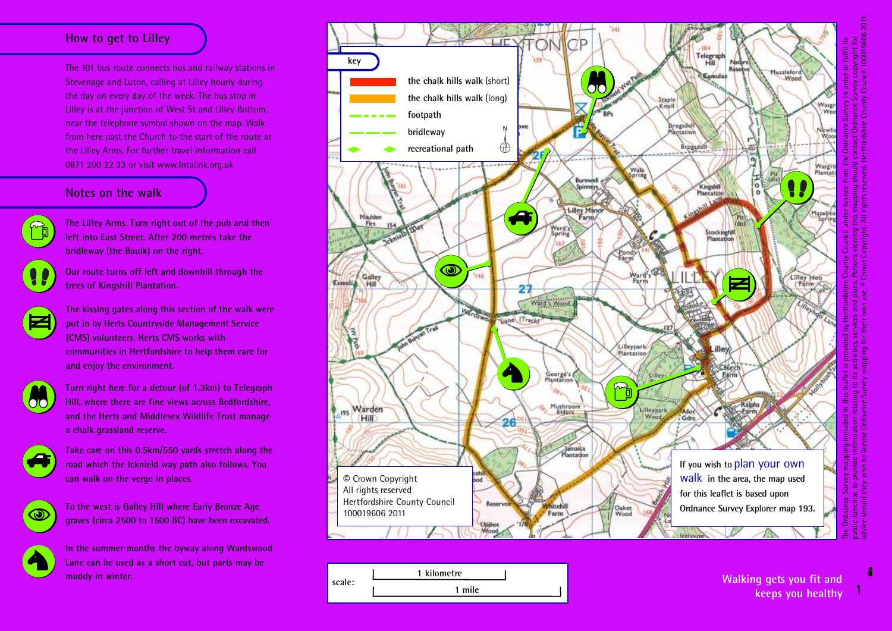## How to get to Lilley

The 101 bus route connects bus and railway stations in Stevenage and Luton, calling at Lilley hourly during the day on every day of the week. The bus stop in Lilley is at the junction of West St and Lilley Bottom, near the telephone symbol shown on the map. Walk from here past the Church to the start of the route at the Lilley Arms. For further travel information call 0871 200 22 33 or visit www.Intalink.org.uk

## Notes on the walk

**The Lilley Arms. Turn right out of the pub and then left into East Street. After 200 metres take the bridleway (the Baulk) on the right.**

**Our route turns off left and downhill through the trees of Kingshill Plantation.**

**The kissing gates along this section of the walk were put in by Herts Countryside Management Service (CMS) volunteers. Herts CMS works with communities in Hertfordshire to help them care for and enjoy the environment.**

**Turn right here for a detour (of 1.3km) to Telegraph Hill, where there are fine views across Bedfordshire, and the Herts and Middlesex Wildlife Trust manage a chalk grassland reserve.**

**Take care on this 0.5km/550 yards stretch along the road which the Icknield way path also follows. You can walk on the verge in places.**

**To the west is Galley Hill where Early Bronze Age graves (circa 2500 to 1500 BC) have been excavated.**

**In the summer months the byway along Wardswood Lane can be used as a short cut, but parts may be muddy in winter.**

key

- the chalk hills walk (short)
- the chalk hills walk (long)
- footpath
- bridleway
- recreational path

© Crown Copyright
All rights reserved
Hertfordshire County Council
100019606 2011

If you wish to plan your own walk in the area, the map used for this leaflet is based upon Ordnance Survey Explorer map 193.

scale: 1 kilometre / 1 mile

The Ordnance Survey mapping included in this leaflet is provided by Hertfordshire County Council under licence from the Ordnance Survey in order to fulfil its public function to provide information relating to its activities, services and plans. Persons viewing this mapping should contact Ordnance Survey copyright for advice should they wish to license Ordnance Survey mapping for their own use. © Crown Copyright. All rights reserved. Hertfordshire County Council 100019606 2011.

Walking gets you fit and keeps you healthy